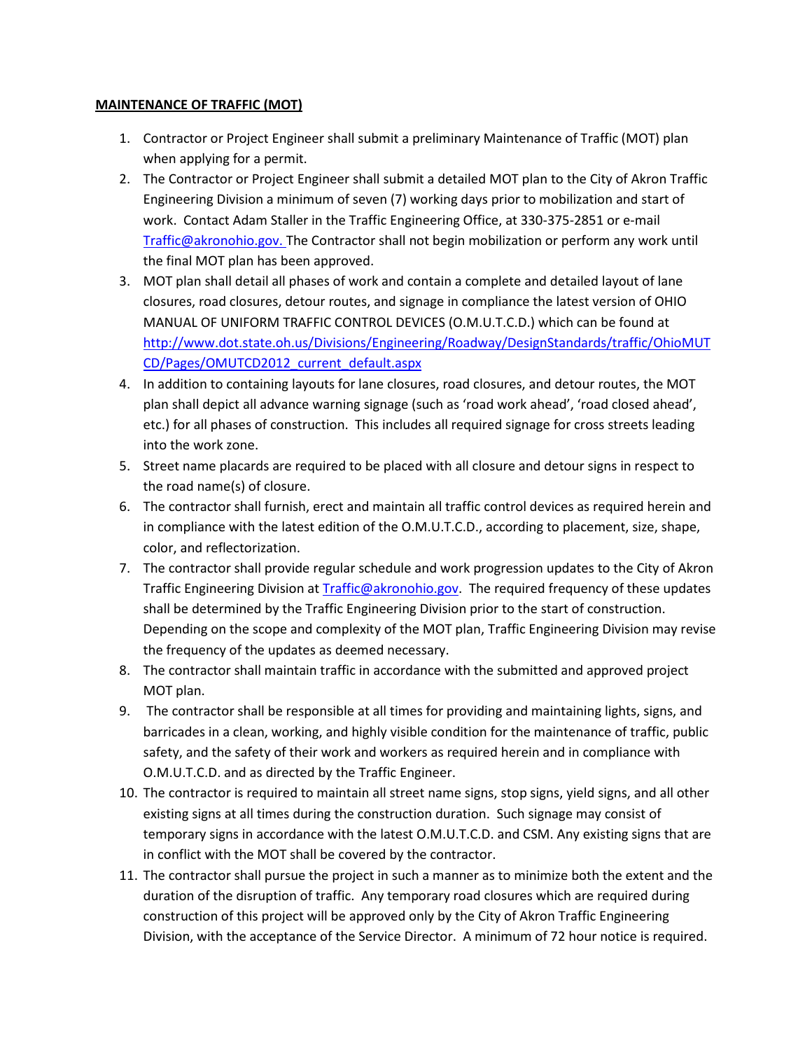**MAINTENANCE OF TRAFFIC (MOT)**

1. Contractor or Project Engineer shall submit a preliminary Maintenance of Traffic (MOT) plan when applying for a permit.
2. The Contractor or Project Engineer shall submit a detailed MOT plan to the City of Akron Traffic Engineering Division a minimum of seven (7) working days prior to mobilization and start of work. Contact Adam Staller in the Traffic Engineering Office, at 330-375-2851 or e-mail Traffic@akronohio.gov. The Contractor shall not begin mobilization or perform any work until the final MOT plan has been approved.
3. MOT plan shall detail all phases of work and contain a complete and detailed layout of lane closures, road closures, detour routes, and signage in compliance the latest version of OHIO MANUAL OF UNIFORM TRAFFIC CONTROL DEVICES (O.M.U.T.C.D.) which can be found at http://www.dot.state.oh.us/Divisions/Engineering/Roadway/DesignStandards/traffic/OhioMUTCD/Pages/OMUTCD2012_current_default.aspx
4. In addition to containing layouts for lane closures, road closures, and detour routes, the MOT plan shall depict all advance warning signage (such as 'road work ahead', 'road closed ahead', etc.) for all phases of construction. This includes all required signage for cross streets leading into the work zone.
5. Street name placards are required to be placed with all closure and detour signs in respect to the road name(s) of closure.
6. The contractor shall furnish, erect and maintain all traffic control devices as required herein and in compliance with the latest edition of the O.M.U.T.C.D., according to placement, size, shape, color, and reflectorization.
7. The contractor shall provide regular schedule and work progression updates to the City of Akron Traffic Engineering Division at Traffic@akronohio.gov. The required frequency of these updates shall be determined by the Traffic Engineering Division prior to the start of construction. Depending on the scope and complexity of the MOT plan, Traffic Engineering Division may revise the frequency of the updates as deemed necessary.
8. The contractor shall maintain traffic in accordance with the submitted and approved project MOT plan.
9. The contractor shall be responsible at all times for providing and maintaining lights, signs, and barricades in a clean, working, and highly visible condition for the maintenance of traffic, public safety, and the safety of their work and workers as required herein and in compliance with O.M.U.T.C.D. and as directed by the Traffic Engineer.
10. The contractor is required to maintain all street name signs, stop signs, yield signs, and all other existing signs at all times during the construction duration. Such signage may consist of temporary signs in accordance with the latest O.M.U.T.C.D. and CSM. Any existing signs that are in conflict with the MOT shall be covered by the contractor.
11. The contractor shall pursue the project in such a manner as to minimize both the extent and the duration of the disruption of traffic. Any temporary road closures which are required during construction of this project will be approved only by the City of Akron Traffic Engineering Division, with the acceptance of the Service Director. A minimum of 72 hour notice is required.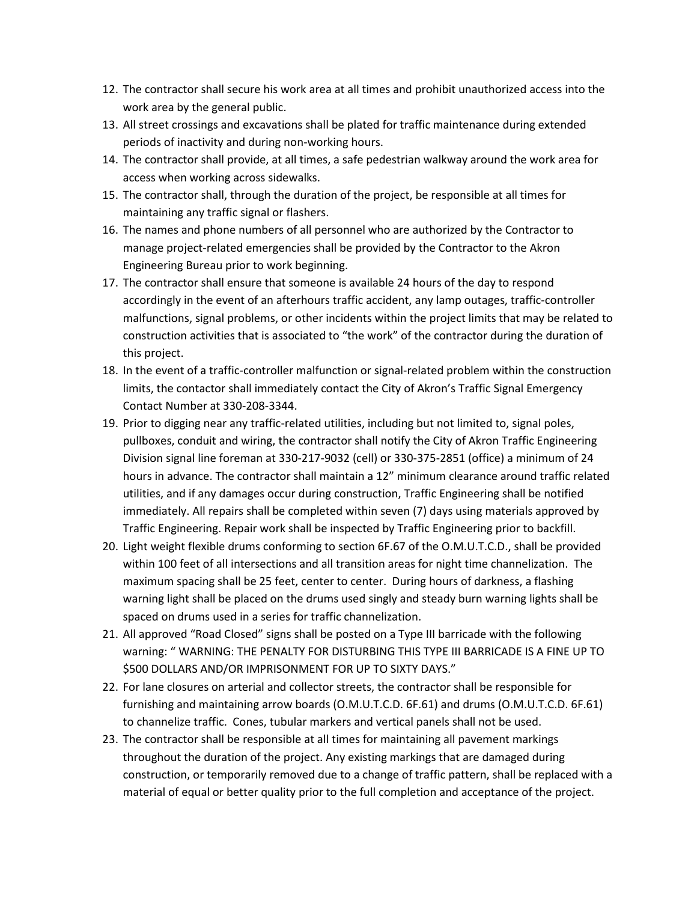12. The contractor shall secure his work area at all times and prohibit unauthorized access into the work area by the general public.
13. All street crossings and excavations shall be plated for traffic maintenance during extended periods of inactivity and during non-working hours.
14. The contractor shall provide, at all times, a safe pedestrian walkway around the work area for access when working across sidewalks.
15. The contractor shall, through the duration of the project, be responsible at all times for maintaining any traffic signal or flashers.
16. The names and phone numbers of all personnel who are authorized by the Contractor to manage project-related emergencies shall be provided by the Contractor to the Akron Engineering Bureau prior to work beginning.
17. The contractor shall ensure that someone is available 24 hours of the day to respond accordingly in the event of an afterhours traffic accident, any lamp outages, traffic-controller malfunctions, signal problems, or other incidents within the project limits that may be related to construction activities that is associated to "the work" of the contractor during the duration of this project.
18. In the event of a traffic-controller malfunction or signal-related problem within the construction limits, the contactor shall immediately contact the City of Akron's Traffic Signal Emergency Contact Number at 330-208-3344.
19. Prior to digging near any traffic-related utilities, including but not limited to, signal poles, pullboxes, conduit and wiring, the contractor shall notify the City of Akron Traffic Engineering Division signal line foreman at 330-217-9032 (cell) or 330-375-2851 (office) a minimum of 24 hours in advance. The contractor shall maintain a 12" minimum clearance around traffic related utilities, and if any damages occur during construction, Traffic Engineering shall be notified immediately. All repairs shall be completed within seven (7) days using materials approved by Traffic Engineering. Repair work shall be inspected by Traffic Engineering prior to backfill.
20. Light weight flexible drums conforming to section 6F.67 of the O.M.U.T.C.D., shall be provided within 100 feet of all intersections and all transition areas for night time channelization. The maximum spacing shall be 25 feet, center to center. During hours of darkness, a flashing warning light shall be placed on the drums used singly and steady burn warning lights shall be spaced on drums used in a series for traffic channelization.
21. All approved "Road Closed" signs shall be posted on a Type III barricade with the following warning: " WARNING: THE PENALTY FOR DISTURBING THIS TYPE III BARRICADE IS A FINE UP TO $500 DOLLARS AND/OR IMPRISONMENT FOR UP TO SIXTY DAYS."
22. For lane closures on arterial and collector streets, the contractor shall be responsible for furnishing and maintaining arrow boards (O.M.U.T.C.D. 6F.61) and drums (O.M.U.T.C.D. 6F.61) to channelize traffic. Cones, tubular markers and vertical panels shall not be used.
23. The contractor shall be responsible at all times for maintaining all pavement markings throughout the duration of the project. Any existing markings that are damaged during construction, or temporarily removed due to a change of traffic pattern, shall be replaced with a material of equal or better quality prior to the full completion and acceptance of the project.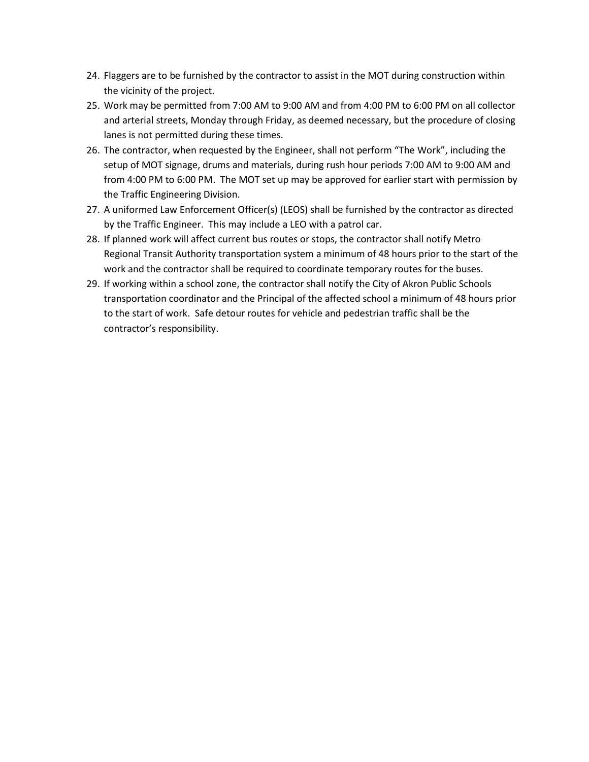24. Flaggers are to be furnished by the contractor to assist in the MOT during construction within the vicinity of the project.
25. Work may be permitted from 7:00 AM to 9:00 AM and from 4:00 PM to 6:00 PM on all collector and arterial streets, Monday through Friday, as deemed necessary, but the procedure of closing lanes is not permitted during these times.
26. The contractor, when requested by the Engineer, shall not perform "The Work", including the setup of MOT signage, drums and materials, during rush hour periods 7:00 AM to 9:00 AM and from 4:00 PM to 6:00 PM. The MOT set up may be approved for earlier start with permission by the Traffic Engineering Division.
27. A uniformed Law Enforcement Officer(s) (LEOS) shall be furnished by the contractor as directed by the Traffic Engineer. This may include a LEO with a patrol car.
28. If planned work will affect current bus routes or stops, the contractor shall notify Metro Regional Transit Authority transportation system a minimum of 48 hours prior to the start of the work and the contractor shall be required to coordinate temporary routes for the buses.
29. If working within a school zone, the contractor shall notify the City of Akron Public Schools transportation coordinator and the Principal of the affected school a minimum of 48 hours prior to the start of work. Safe detour routes for vehicle and pedestrian traffic shall be the contractor's responsibility.